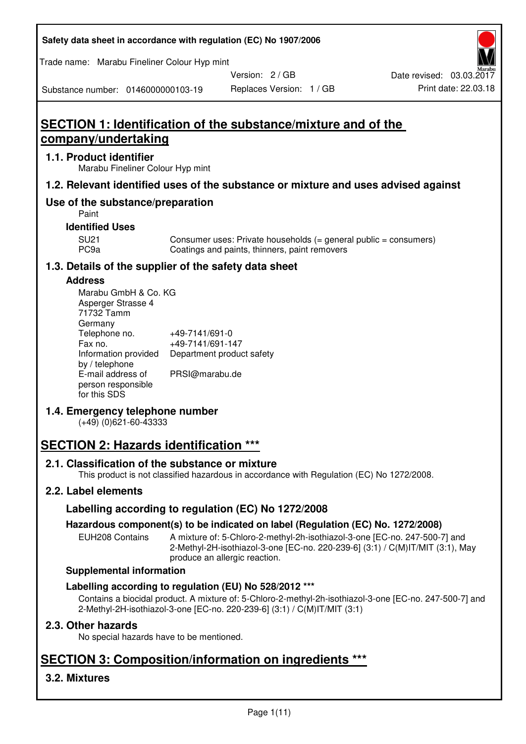Safety data sheet in accordance with regulation (EC) No 1907/2006

Trade name: Marabu Fineliner Colour Hyp mint

| | | |
|---|---|---|
| Substance number: 0146000000103-19 | Version: 2 / GB<br>Replaces Version: 1 / GB | Date revised: 03.03.2017<br>Print date: 22.03.18 |

# SECTION 1: Identification of the substance/mixture and of the company/undertaking

## 1.1. Product identifier

Marabu Fineliner Colour Hyp mint

## 1.2. Relevant identified uses of the substance or mixture and uses advised against

## Use of the substance/preparation

Paint

### Identified Uses

| | |
|---|---|
| SU21 | Consumer uses: Private households (= general public = consumers) |
| PC9a | Coatings and paints, thinners, paint removers |

## 1.3. Details of the supplier of the safety data sheet

### Address

Marabu GmbH & Co. KG
Asperger Strasse 4
71732 Tamm
Germany

| | |
|---|---|
| Telephone no. | +49-7141/691-0 |
| Fax no. | +49-7141/691-147 |
| Information provided by / telephone | Department product safety |
| E-mail address of person responsible for this SDS | PRSI@marabu.de |

## 1.4. Emergency telephone number

(+49) (0)621-60-43333

# SECTION 2: Hazards identification ***

## 2.1. Classification of the substance or mixture

This product is not classified hazardous in accordance with Regulation (EC) No 1272/2008.

## 2.2. Label elements

### Labelling according to regulation (EC) No 1272/2008

### Hazardous component(s) to be indicated on label (Regulation (EC) No. 1272/2008)

| | |
|---|---|
| EUH208 Contains | A mixture of: 5-Chloro-2-methyl-2h-isothiazol-3-one [EC-no. 247-500-7] and 2-Methyl-2H-isothiazol-3-one [EC-no. 220-239-6] (3:1) / C(M)IT/MIT (3:1), May produce an allergic reaction. |

### Supplemental information

### Labelling according to regulation (EU) No 528/2012 ***

Contains a biocidal product. A mixture of: 5-Chloro-2-methyl-2h-isothiazol-3-one [EC-no. 247-500-7] and 2-Methyl-2H-isothiazol-3-one [EC-no. 220-239-6] (3:1) / C(M)IT/MIT (3:1)

## 2.3. Other hazards

No special hazards have to be mentioned.

# SECTION 3: Composition/information on ingredients ***

## 3.2. Mixtures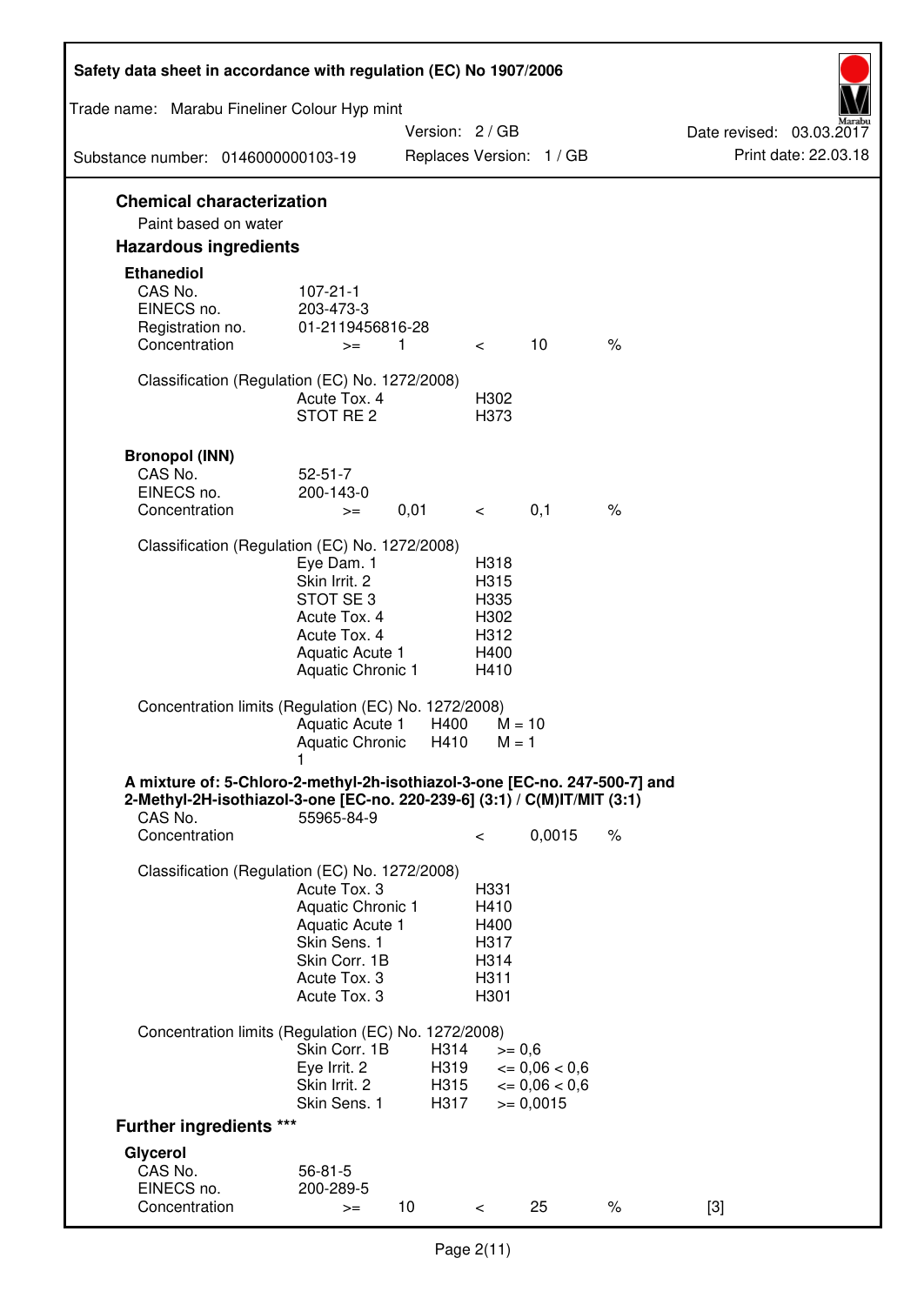## Chemical characterization

Paint based on water

## Hazardous ingredients

### Ethanediol

| | | | | | |
|---|---|---|---|---|---|
| CAS No. | 107-21-1 | | | | |
| EINECS no. | 203-473-3 | | | | |
| Registration no. | 01-2119456816-28 | | | | |
| Concentration | >= | 1 | < | 10 | % |

Classification (Regulation (EC) No. 1272/2008)

| | |
|---|---|
| Acute Tox. 4 | H302 |
| STOT RE 2 | H373 |

### Bronopol (INN)

| | | | | | |
|---|---|---|---|---|---|
| CAS No. | 52-51-7 | | | | |
| EINECS no. | 200-143-0 | | | | |
| Concentration | >= | 0,01 | < | 0,1 | % |

Classification (Regulation (EC) No. 1272/2008)

| | |
|---|---|
| Eye Dam. 1 | H318 |
| Skin Irrit. 2 | H315 |
| STOT SE 3 | H335 |
| Acute Tox. 4 | H302 |
| Acute Tox. 4 | H312 |
| Aquatic Acute 1 | H400 |
| Aquatic Chronic 1 | H410 |

Concentration limits (Regulation (EC) No. 1272/2008)

| | | |
|---|---|---|
| Aquatic Acute 1 | H400 | M = 10 |
| Aquatic Chronic 1 | H410 | M = 1 |

### A mixture of: 5-Chloro-2-methyl-2h-isothiazol-3-one [EC-no. 247-500-7] and 2-Methyl-2H-isothiazol-3-one [EC-no. 220-239-6] (3:1) / C(M)IT/MIT (3:1)

| | | | | |
|---|---|---|---|---|
| CAS No. | 55965-84-9 | | | |
| Concentration | | < | 0,0015 | % |

Classification (Regulation (EC) No. 1272/2008)

| | |
|---|---|
| Acute Tox. 3 | H331 |
| Aquatic Chronic 1 | H410 |
| Aquatic Acute 1 | H400 |
| Skin Sens. 1 | H317 |
| Skin Corr. 1B | H314 |
| Acute Tox. 3 | H311 |
| Acute Tox. 3 | H301 |

Concentration limits (Regulation (EC) No. 1272/2008)

| | | |
|---|---|---|
| Skin Corr. 1B | H314 | >= 0,6 |
| Eye Irrit. 2 | H319 | <= 0,06 < 0,6 |
| Skin Irrit. 2 | H315 | <= 0,06 < 0,6 |
| Skin Sens. 1 | H317 | >= 0,0015 |

## Further ingredients ***

### Glycerol

| | | | | | | |
|---|---|---|---|---|---|---|
| CAS No. | 56-81-5 | | | | | |
| EINECS no. | 200-289-5 | | | | | |
| Concentration | >= | 10 | < | 25 | % | [3] |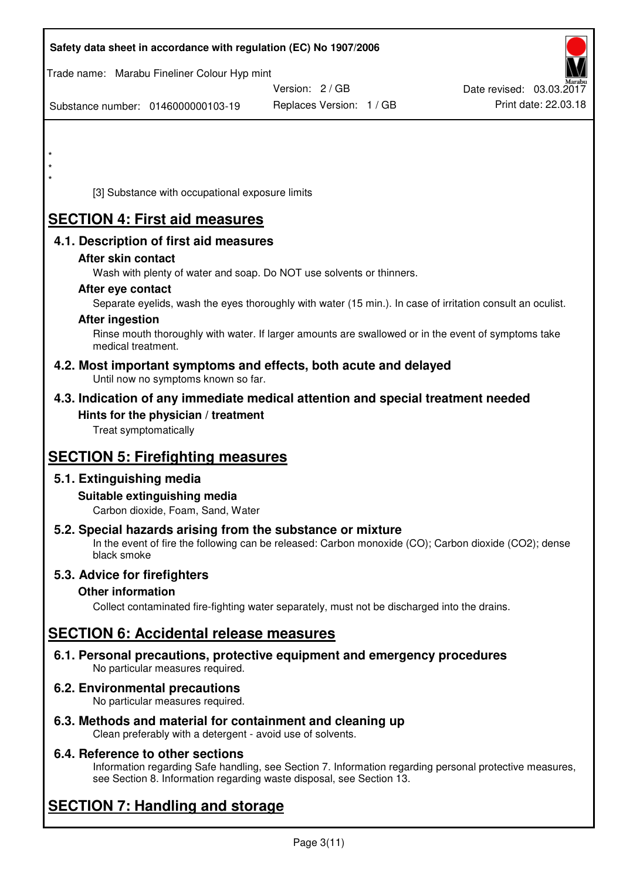*
*
*

[3] Substance with occupational exposure limits

# SECTION 4: First aid measures

## 4.1. Description of first aid measures

### After skin contact

Wash with plenty of water and soap. Do NOT use solvents or thinners.

### After eye contact

Separate eyelids, wash the eyes thoroughly with water (15 min.). In case of irritation consult an oculist.

### After ingestion

Rinse mouth thoroughly with water. If larger amounts are swallowed or in the event of symptoms take medical treatment.

## 4.2. Most important symptoms and effects, both acute and delayed

Until now no symptoms known so far.

## 4.3. Indication of any immediate medical attention and special treatment needed

### Hints for the physician / treatment

Treat symptomatically

# SECTION 5: Firefighting measures

## 5.1. Extinguishing media

### Suitable extinguishing media

Carbon dioxide, Foam, Sand, Water

## 5.2. Special hazards arising from the substance or mixture

In the event of fire the following can be released: Carbon monoxide (CO); Carbon dioxide ($CO_2$); dense black smoke

## 5.3. Advice for firefighters

### Other information

Collect contaminated fire-fighting water separately, must not be discharged into the drains.

# SECTION 6: Accidental release measures

## 6.1. Personal precautions, protective equipment and emergency procedures

No particular measures required.

## 6.2. Environmental precautions

No particular measures required.

## 6.3. Methods and material for containment and cleaning up

Clean preferably with a detergent - avoid use of solvents.

## 6.4. Reference to other sections

Information regarding Safe handling, see Section 7. Information regarding personal protective measures, see Section 8. Information regarding waste disposal, see Section 13.

# SECTION 7: Handling and storage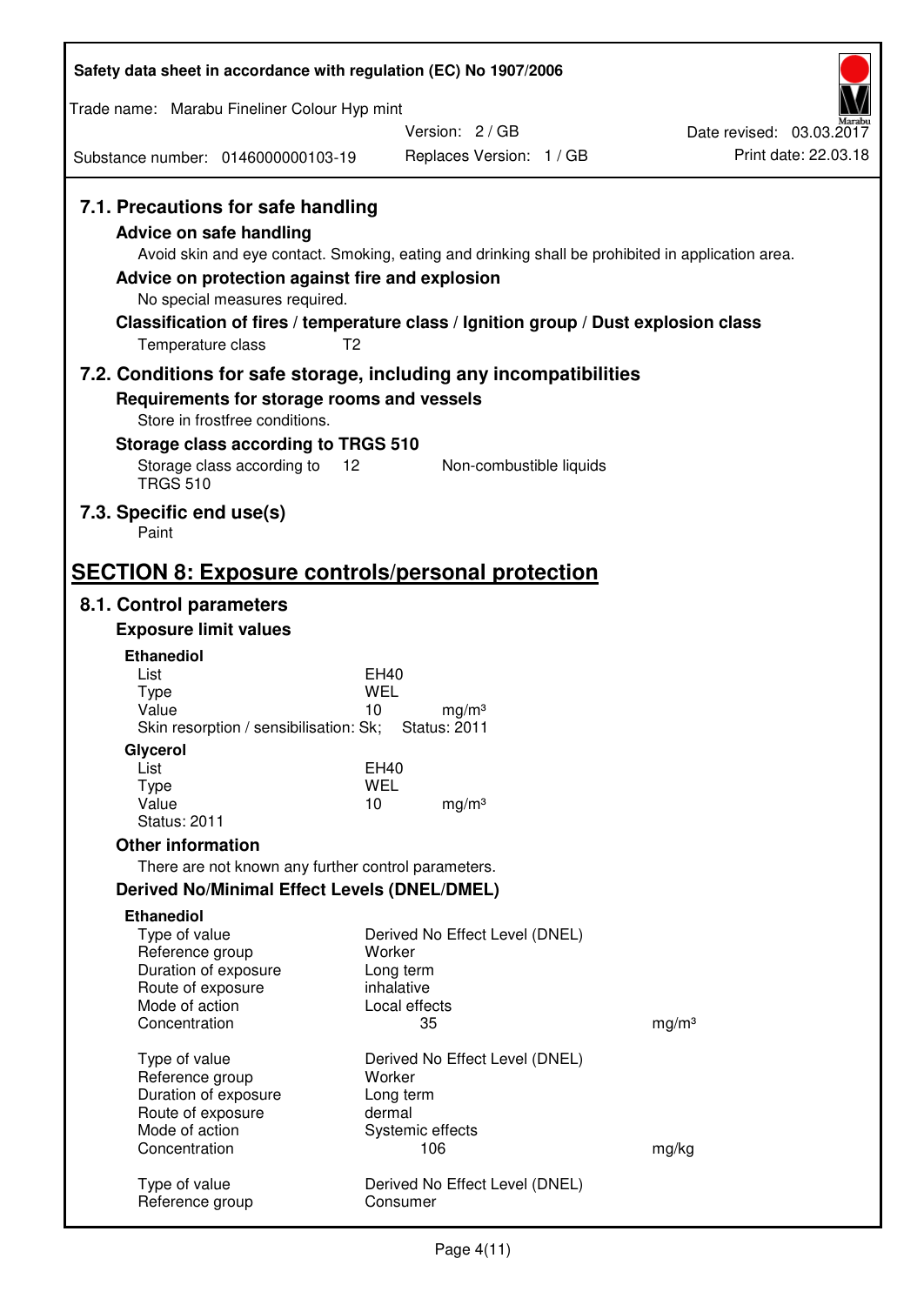## 7.1. Precautions for safe handling

### Advice on safe handling

Avoid skin and eye contact. Smoking, eating and drinking shall be prohibited in application area.

### Advice on protection against fire and explosion

No special measures required.

### Classification of fires / temperature class / Ignition group / Dust explosion class

Temperature class T2

## 7.2. Conditions for safe storage, including any incompatibilities

### Requirements for storage rooms and vessels

Store in frostfree conditions.

### Storage class according to TRGS 510

Storage class according to TRGS 510 12 Non-combustible liquids

## 7.3. Specific end use(s)

Paint

# SECTION 8: Exposure controls/personal protection

## 8.1. Control parameters

### Exposure limit values

**Ethanediol**

| | | |
|---|---|---|
| List | EH40 | |
| Type | WEL | |
| Value | 10 | mg/m³ |

Skin resorption / sensibilisation: Sk; Status: 2011

**Glycerol**

| | | |
|---|---|---|
| List | EH40 | |
| Type | WEL | |
| Value | 10 | mg/m³ |

Status: 2011

### Other information

There are not known any further control parameters.

### Derived No/Minimal Effect Levels (DNEL/DMEL)

**Ethanediol**

| | | |
|---|---|---|
| Type of value | Derived No Effect Level (DNEL) | |
| Reference group | Worker | |
| Duration of exposure | Long term | |
| Route of exposure | inhalative | |
| Mode of action | Local effects | |
| Concentration | 35 | mg/m³ |

| | | |
|---|---|---|
| Type of value | Derived No Effect Level (DNEL) | |
| Reference group | Worker | |
| Duration of exposure | Long term | |
| Route of exposure | dermal | |
| Mode of action | Systemic effects | |
| Concentration | 106 | mg/kg |

| | |
|---|---|
| Type of value | Derived No Effect Level (DNEL) |
| Reference group | Consumer |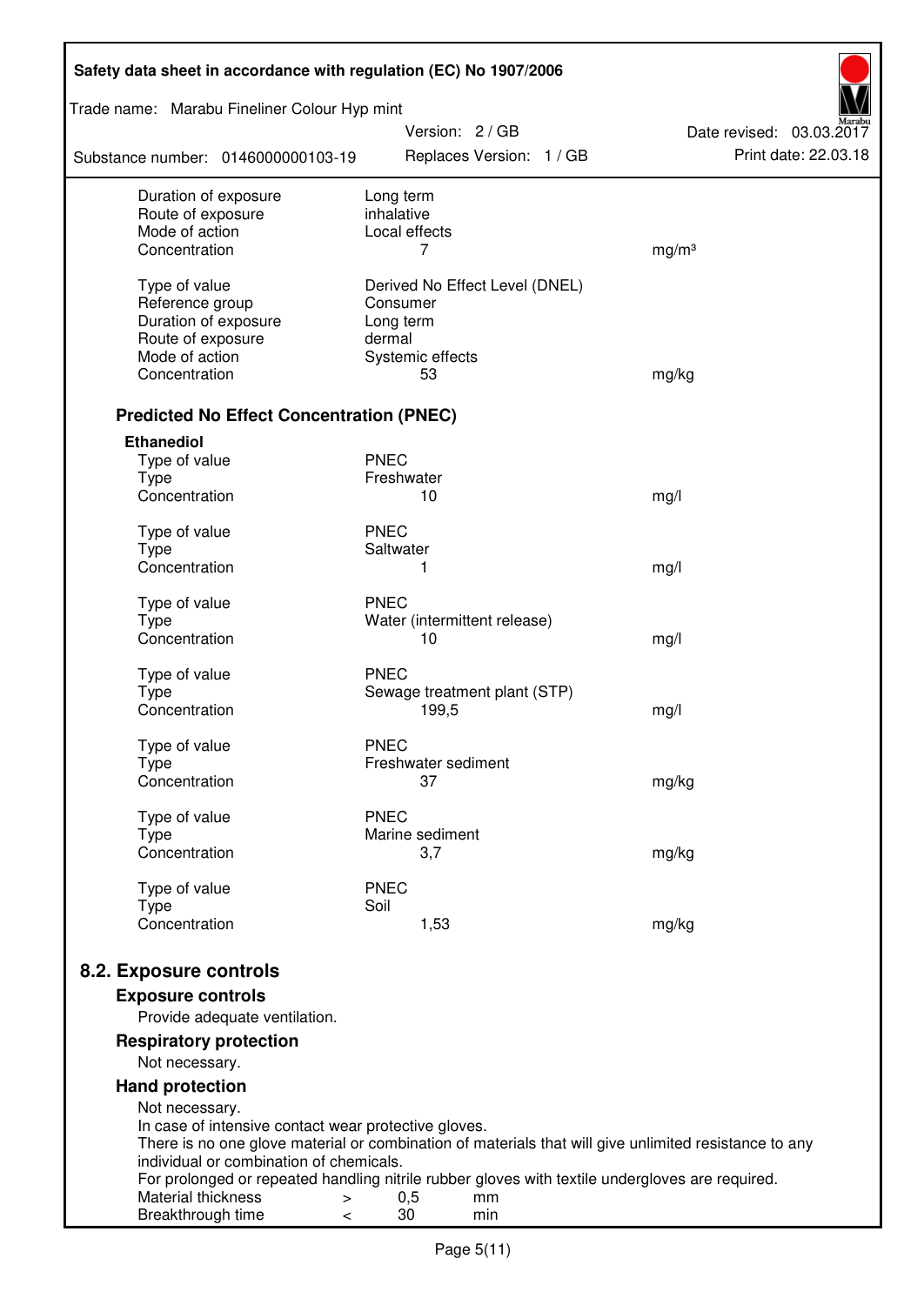| | | |
|---|---|---|
| Duration of exposure | Long term | |
| Route of exposure | inhalative | |
| Mode of action | Local effects | |
| Concentration | 7 | mg/m³ |
| | | |
| Type of value | Derived No Effect Level (DNEL) | |
| Reference group | Consumer | |
| Duration of exposure | Long term | |
| Route of exposure | dermal | |
| Mode of action | Systemic effects | |
| Concentration | 53 | mg/kg |

### Predicted No Effect Concentration (PNEC)

**Ethanediol**

| | | |
|---|---|---|
| Type of value | PNEC | |
| Type | Freshwater | |
| Concentration | 10 | mg/l |
| | | |
| Type of value | PNEC | |
| Type | Saltwater | |
| Concentration | 1 | mg/l |
| | | |
| Type of value | PNEC | |
| Type | Water (intermittent release) | |
| Concentration | 10 | mg/l |
| | | |
| Type of value | PNEC | |
| Type | Sewage treatment plant (STP) | |
| Concentration | 199,5 | mg/l |
| | | |
| Type of value | PNEC | |
| Type | Freshwater sediment | |
| Concentration | 37 | mg/kg |
| | | |
| Type of value | PNEC | |
| Type | Marine sediment | |
| Concentration | 3,7 | mg/kg |
| | | |
| Type of value | PNEC | |
| Type | Soil | |
| Concentration | 1,53 | mg/kg |

## 8.2. Exposure controls

### Exposure controls

Provide adequate ventilation.

### Respiratory protection

Not necessary.

### Hand protection

Not necessary.
In case of intensive contact wear protective gloves.
There is no one glove material or combination of materials that will give unlimited resistance to any individual or combination of chemicals.
For prolonged or repeated handling nitrile rubber gloves with textile undergloves are required.

| | | | |
|---|---|---|---|
| Material thickness | > | 0,5 | mm |
| Breakthrough time | < | 30 | min |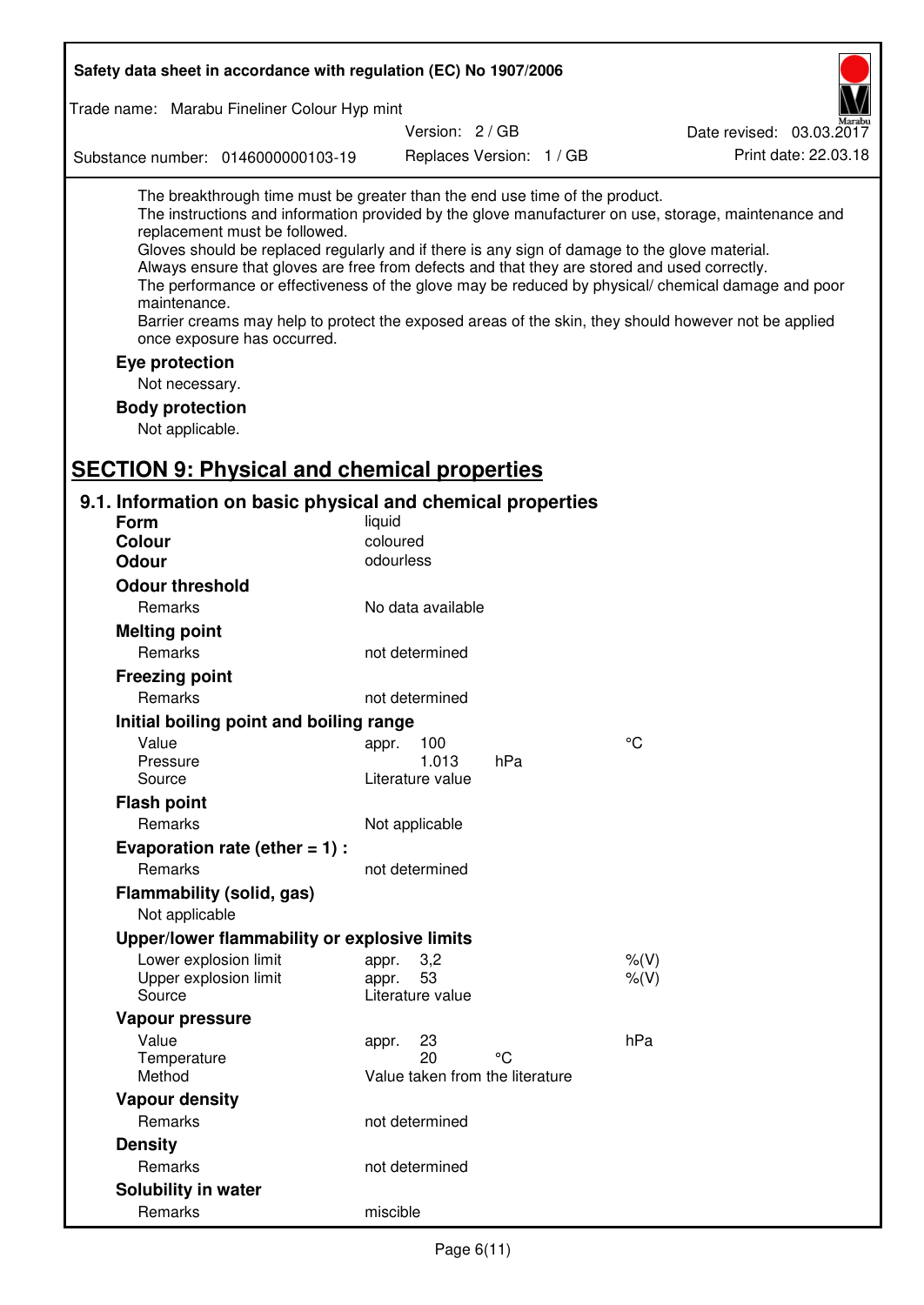The breakthrough time must be greater than the end use time of the product.
The instructions and information provided by the glove manufacturer on use, storage, maintenance and replacement must be followed.
Gloves should be replaced regularly and if there is any sign of damage to the glove material.
Always ensure that gloves are free from defects and that they are stored and used correctly.
The performance or effectiveness of the glove may be reduced by physical/ chemical damage and poor maintenance.
Barrier creams may help to protect the exposed areas of the skin, they should however not be applied once exposure has occurred.

**Eye protection**

Not necessary.

**Body protection**

Not applicable.

# SECTION 9: Physical and chemical properties

## 9.1. Information on basic physical and chemical properties

**Form** liquid

**Colour** coloured

**Odour** odourless

**Odour threshold**

| | | | |
|---|---|---|---|
| Remarks | No data available | | |

**Melting point**

| | | | |
|---|---|---|---|
| Remarks | not determined | | |

**Freezing point**

| | | | |
|---|---|---|---|
| Remarks | not determined | | |

**Initial boiling point and boiling range**

| | | | |
|---|---|---|---|
| Value | appr. 100 | | °C |
| Pressure | 1.013 | hPa | |
| Source | Literature value | | |

**Flash point**

| | | | |
|---|---|---|---|
| Remarks | Not applicable | | |

**Evaporation rate (ether = 1) :**

| | | | |
|---|---|---|---|
| Remarks | not determined | | |

**Flammability (solid, gas)**

Not applicable

**Upper/lower flammability or explosive limits**

| | | | |
|---|---|---|---|
| Lower explosion limit | appr. 3,2 | | %(V) |
| Upper explosion limit | appr. 53 | | %(V) |
| Source | Literature value | | |

**Vapour pressure**

| | | | |
|---|---|---|---|
| Value | appr. 23 | | hPa |
| Temperature | 20 | °C | |
| Method | Value taken from the literature | | |

**Vapour density**

| | | | |
|---|---|---|---|
| Remarks | not determined | | |

**Density**

| | | | |
|---|---|---|---|
| Remarks | not determined | | |

**Solubility in water**

| | | | |
|---|---|---|---|
| Remarks | miscible | | |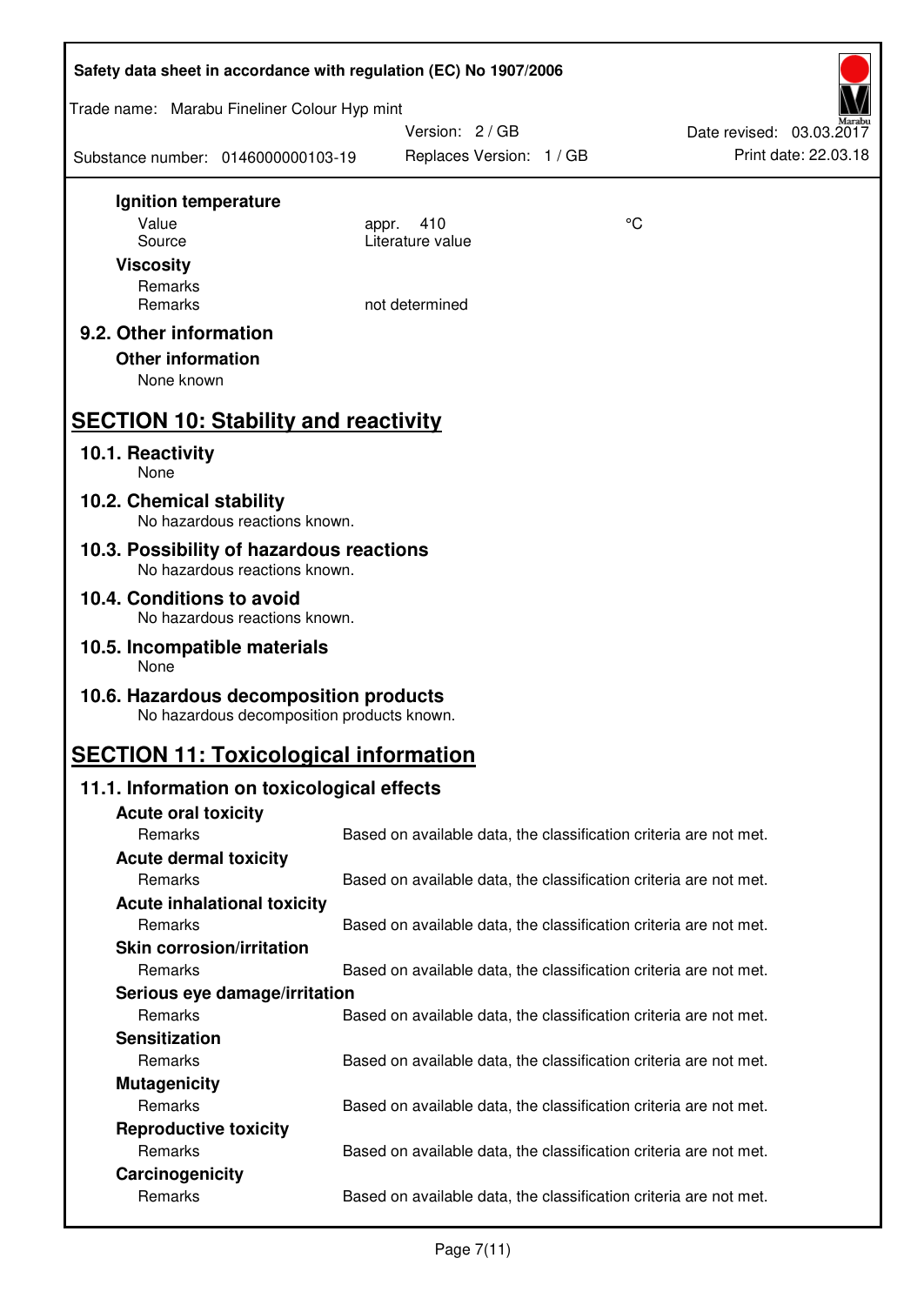**Ignition temperature**

| | | |
|---|---|---|
| Value | appr. 410 | °C |
| Source | Literature value | |

**Viscosity**

| | |
|---|---|
| Remarks | |
| Remarks | not determined |

## 9.2. Other information

**Other information**

None known

# SECTION 10: Stability and reactivity

## 10.1. Reactivity

None

## 10.2. Chemical stability

No hazardous reactions known.

## 10.3. Possibility of hazardous reactions

No hazardous reactions known.

## 10.4. Conditions to avoid

No hazardous reactions known.

## 10.5. Incompatible materials

None

## 10.6. Hazardous decomposition products

No hazardous decomposition products known.

# SECTION 11: Toxicological information

## 11.1. Information on toxicological effects

**Acute oral toxicity**

Remarks: Based on available data, the classification criteria are not met.

**Acute dermal toxicity**

Remarks: Based on available data, the classification criteria are not met.

**Acute inhalational toxicity**

Remarks: Based on available data, the classification criteria are not met.

**Skin corrosion/irritation**

Remarks: Based on available data, the classification criteria are not met.

**Serious eye damage/irritation**

Remarks: Based on available data, the classification criteria are not met.

**Sensitization**

Remarks: Based on available data, the classification criteria are not met.

**Mutagenicity**

Remarks: Based on available data, the classification criteria are not met.

**Reproductive toxicity**

Remarks: Based on available data, the classification criteria are not met.

**Carcinogenicity**

Remarks: Based on available data, the classification criteria are not met.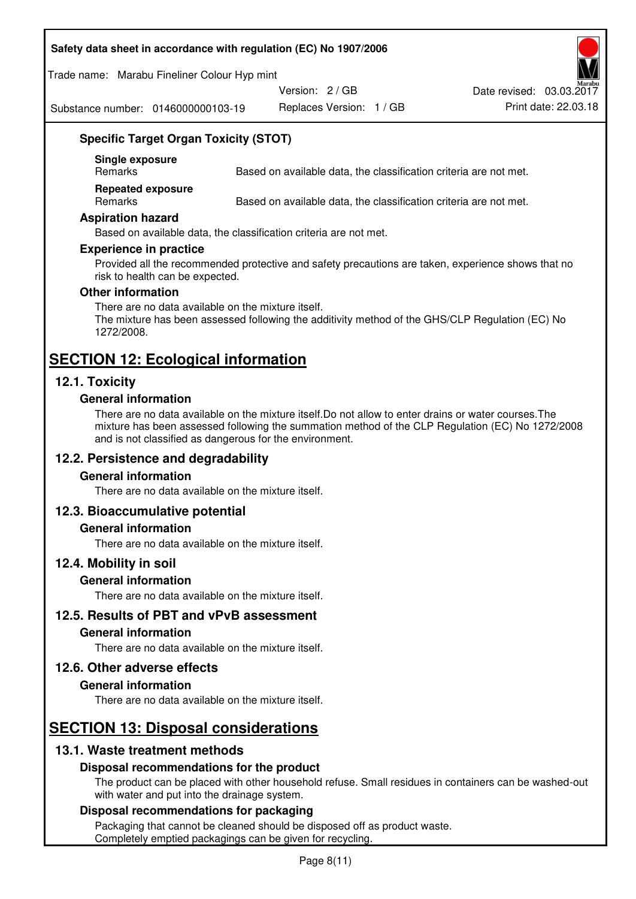### Specific Target Organ Toxicity (STOT)

**Single exposure**

| | |
|---|---|
| Remarks | Based on available data, the classification criteria are not met. |

**Repeated exposure**

| | |
|---|---|
| Remarks | Based on available data, the classification criteria are not met. |

### Aspiration hazard

Based on available data, the classification criteria are not met.

### Experience in practice

Provided all the recommended protective and safety precautions are taken, experience shows that no risk to health can be expected.

### Other information

There are no data available on the mixture itself.
The mixture has been assessed following the additivity method of the GHS/CLP Regulation (EC) No 1272/2008.

# SECTION 12: Ecological information

## 12.1. Toxicity

### General information

There are no data available on the mixture itself.Do not allow to enter drains or water courses.The mixture has been assessed following the summation method of the CLP Regulation (EC) No 1272/2008 and is not classified as dangerous for the environment.

## 12.2. Persistence and degradability

### General information

There are no data available on the mixture itself.

## 12.3. Bioaccumulative potential

### General information

There are no data available on the mixture itself.

## 12.4. Mobility in soil

### General information

There are no data available on the mixture itself.

## 12.5. Results of PBT and vPvB assessment

### General information

There are no data available on the mixture itself.

## 12.6. Other adverse effects

### General information

There are no data available on the mixture itself.

# SECTION 13: Disposal considerations

## 13.1. Waste treatment methods

### Disposal recommendations for the product

The product can be placed with other household refuse. Small residues in containers can be washed-out with water and put into the drainage system.

### Disposal recommendations for packaging

Packaging that cannot be cleaned should be disposed off as product waste.
Completely emptied packagings can be given for recycling.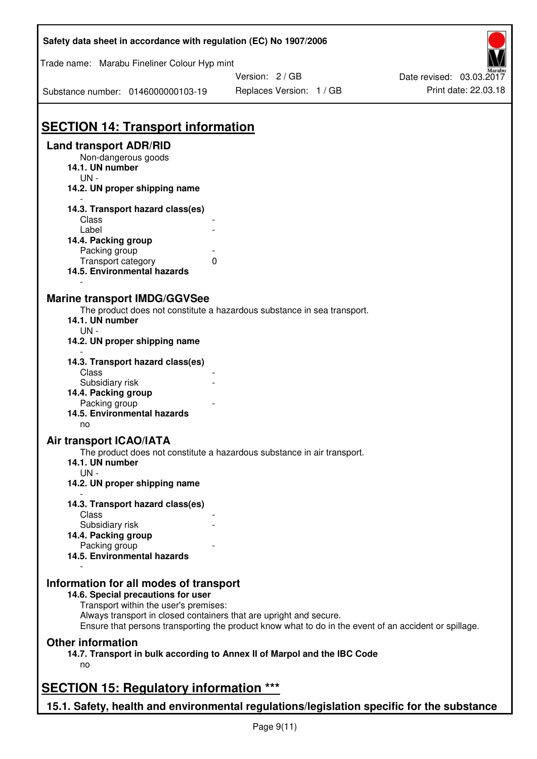# SECTION 14: Transport information

## Land transport ADR/RID

Non-dangerous goods

**14.1. UN number**

UN -

**14.2. UN proper shipping name**

-

**14.3. Transport hazard class(es)**

| | |
|---|---|
| Class | - |
| Label | - |

**14.4. Packing group**

| | |
|---|---|
| Packing group | - |
| Transport category | 0 |

**14.5. Environmental hazards**

-

## Marine transport IMDG/GGVSee

The product does not constitute a hazardous substance in sea transport.

**14.1. UN number**

UN -

**14.2. UN proper shipping name**

-

**14.3. Transport hazard class(es)**

| | |
|---|---|
| Class | - |
| Subsidiary risk | - |

**14.4. Packing group**

| | |
|---|---|
| Packing group | - |

**14.5. Environmental hazards**

no

## Air transport ICAO/IATA

The product does not constitute a hazardous substance in air transport.

**14.1. UN number**

UN -

**14.2. UN proper shipping name**

-

**14.3. Transport hazard class(es)**

| | |
|---|---|
| Class | - |
| Subsidiary risk | - |

**14.4. Packing group**

| | |
|---|---|
| Packing group | - |

**14.5. Environmental hazards**

-

## Information for all modes of transport

**14.6. Special precautions for user**

Transport within the user's premises:
Always transport in closed containers that are upright and secure.
Ensure that persons transporting the product know what to do in the event of an accident or spillage.

## Other information

**14.7. Transport in bulk according to Annex II of Marpol and the IBC Code**

no

# SECTION 15: Regulatory information ***

## 15.1. Safety, health and environmental regulations/legislation specific for the substance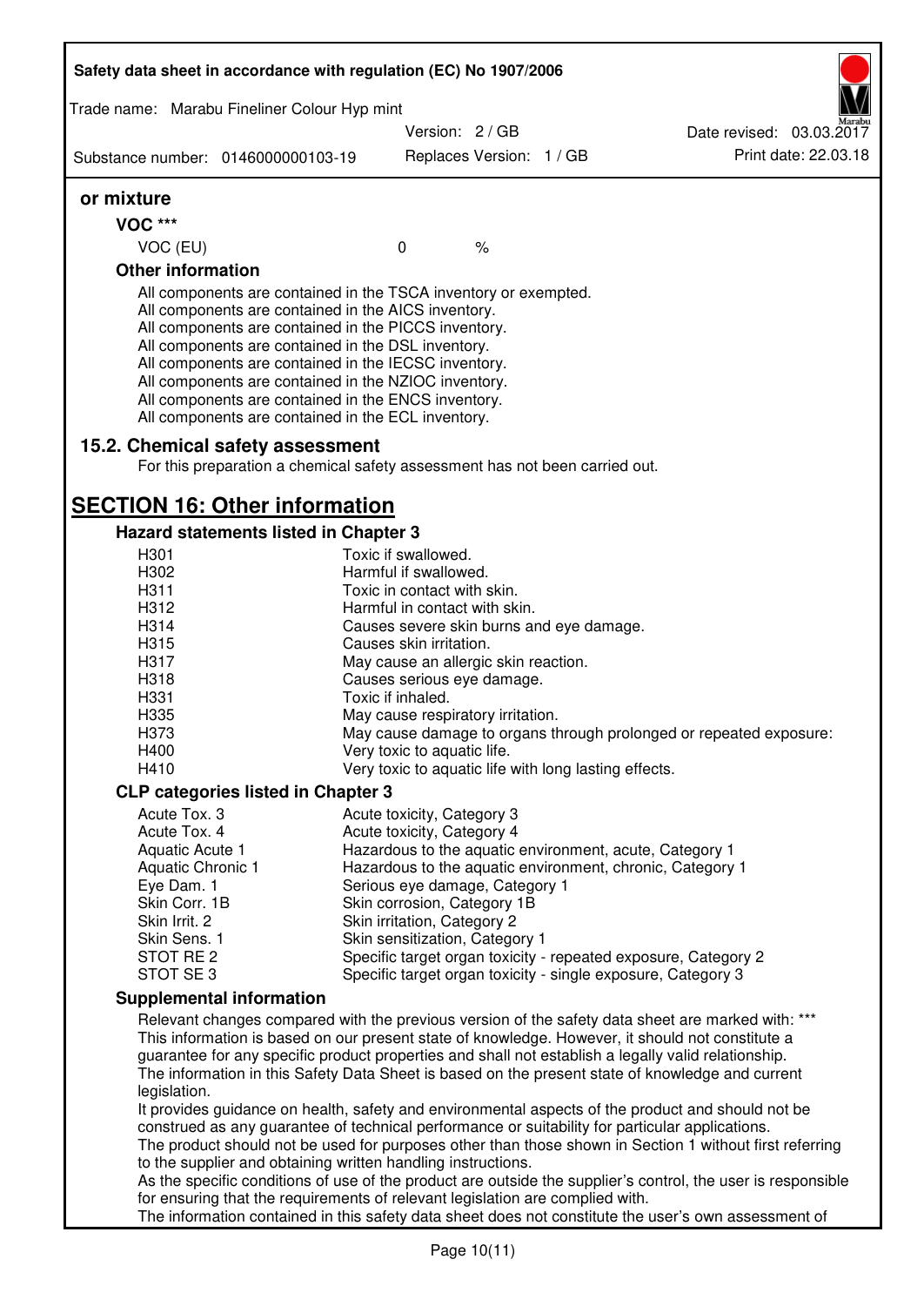**or mixture**

**VOC \*\*\***

| | | |
|---|---|---|
| VOC (EU) | 0 | % |

**Other information**

All components are contained in the TSCA inventory or exempted.
All components are contained in the AICS inventory.
All components are contained in the PICCS inventory.
All components are contained in the DSL inventory.
All components are contained in the IECSC inventory.
All components are contained in the NZIOC inventory.
All components are contained in the ENCS inventory.
All components are contained in the ECL inventory.

## 15.2. Chemical safety assessment

For this preparation a chemical safety assessment has not been carried out.

# SECTION 16: Other information

### Hazard statements listed in Chapter 3

| | |
|---|---|
| H301 | Toxic if swallowed. |
| H302 | Harmful if swallowed. |
| H311 | Toxic in contact with skin. |
| H312 | Harmful in contact with skin. |
| H314 | Causes severe skin burns and eye damage. |
| H315 | Causes skin irritation. |
| H317 | May cause an allergic skin reaction. |
| H318 | Causes serious eye damage. |
| H331 | Toxic if inhaled. |
| H335 | May cause respiratory irritation. |
| H373 | May cause damage to organs through prolonged or repeated exposure: |
| H400 | Very toxic to aquatic life. |
| H410 | Very toxic to aquatic life with long lasting effects. |

### CLP categories listed in Chapter 3

| | |
|---|---|
| Acute Tox. 3 | Acute toxicity, Category 3 |
| Acute Tox. 4 | Acute toxicity, Category 4 |
| Aquatic Acute 1 | Hazardous to the aquatic environment, acute, Category 1 |
| Aquatic Chronic 1 | Hazardous to the aquatic environment, chronic, Category 1 |
| Eye Dam. 1 | Serious eye damage, Category 1 |
| Skin Corr. 1B | Skin corrosion, Category 1B |
| Skin Irrit. 2 | Skin irritation, Category 2 |
| Skin Sens. 1 | Skin sensitization, Category 1 |
| STOT RE 2 | Specific target organ toxicity - repeated exposure, Category 2 |
| STOT SE 3 | Specific target organ toxicity - single exposure, Category 3 |

### Supplemental information

Relevant changes compared with the previous version of the safety data sheet are marked with: \*\*\*
This information is based on our present state of knowledge. However, it should not constitute a guarantee for any specific product properties and shall not establish a legally valid relationship.
The information in this Safety Data Sheet is based on the present state of knowledge and current legislation.
It provides guidance on health, safety and environmental aspects of the product and should not be construed as any guarantee of technical performance or suitability for particular applications.
The product should not be used for purposes other than those shown in Section 1 without first referring to the supplier and obtaining written handling instructions.
As the specific conditions of use of the product are outside the supplier's control, the user is responsible for ensuring that the requirements of relevant legislation are complied with.
The information contained in this safety data sheet does not constitute the user's own assessment of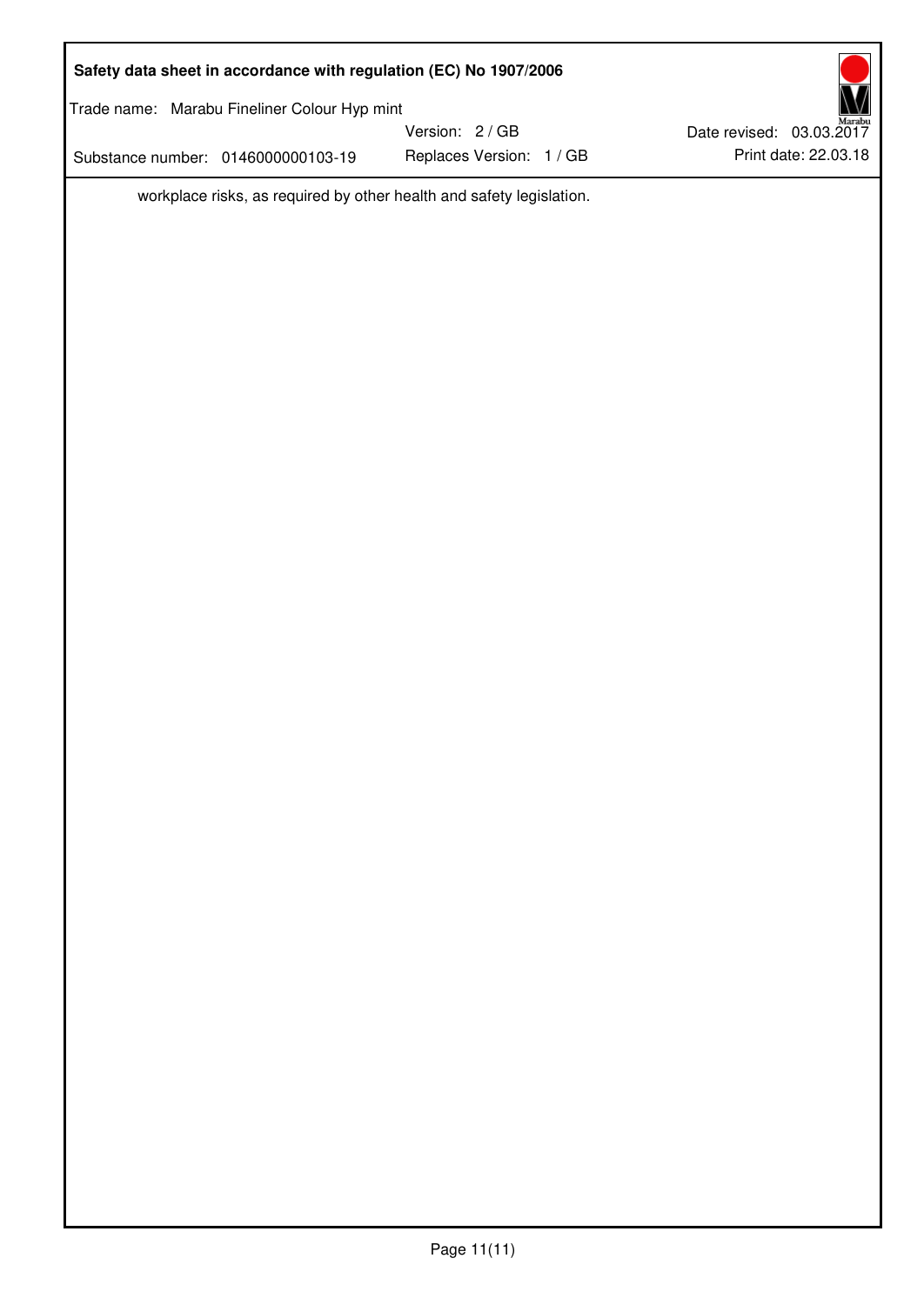workplace risks, as required by other health and safety legislation.